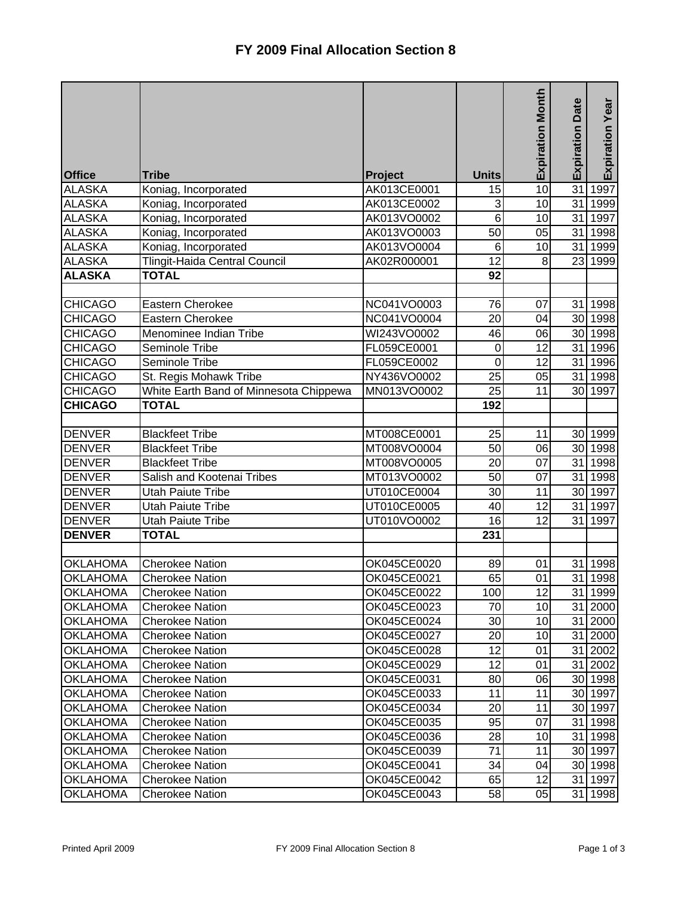# FY 2009 Final Allocation Section 8

| Office | Tribe | Project | Units | Expiration Month | Expiration Date | Expiration Year |
|---|---|---|---|---|---|---|
| ALASKA | Koniag, Incorporated | AK013CE0001 | 15 | 10 | 31 | 1997 |
| ALASKA | Koniag, Incorporated | AK013CE0002 | 3 | 10 | 31 | 1999 |
| ALASKA | Koniag, Incorporated | AK013VO0002 | 6 | 10 | 31 | 1997 |
| ALASKA | Koniag, Incorporated | AK013VO0003 | 50 | 05 | 31 | 1998 |
| ALASKA | Koniag, Incorporated | AK013VO0004 | 6 | 10 | 31 | 1999 |
| ALASKA | Tlingit-Haida Central Council | AK02R000001 | 12 | 8 | 23 | 1999 |
| **ALASKA** | **TOTAL** | | **92** | | | |
| | | | | | | |
| CHICAGO | Eastern Cherokee | NC041VO0003 | 76 | 07 | 31 | 1998 |
| CHICAGO | Eastern Cherokee | NC041VO0004 | 20 | 04 | 30 | 1998 |
| CHICAGO | Menominee Indian Tribe | WI243VO0002 | 46 | 06 | 30 | 1998 |
| CHICAGO | Seminole Tribe | FL059CE0001 | 0 | 12 | 31 | 1996 |
| CHICAGO | Seminole Tribe | FL059CE0002 | 0 | 12 | 31 | 1996 |
| CHICAGO | St. Regis Mohawk Tribe | NY436VO0002 | 25 | 05 | 31 | 1998 |
| CHICAGO | White Earth Band of Minnesota Chippewa | MN013VO0002 | 25 | 11 | 30 | 1997 |
| **CHICAGO** | **TOTAL** | | **192** | | | |
| | | | | | | |
| DENVER | Blackfeet Tribe | MT008CE0001 | 25 | 11 | 30 | 1999 |
| DENVER | Blackfeet Tribe | MT008VO0004 | 50 | 06 | 30 | 1998 |
| DENVER | Blackfeet Tribe | MT008VO0005 | 20 | 07 | 31 | 1998 |
| DENVER | Salish and Kootenai Tribes | MT013VO0002 | 50 | 07 | 31 | 1998 |
| DENVER | Utah Paiute Tribe | UT010CE0004 | 30 | 11 | 30 | 1997 |
| DENVER | Utah Paiute Tribe | UT010CE0005 | 40 | 12 | 31 | 1997 |
| DENVER | Utah Paiute Tribe | UT010VO0002 | 16 | 12 | 31 | 1997 |
| **DENVER** | **TOTAL** | | **231** | | | |
| | | | | | | |
| OKLAHOMA | Cherokee Nation | OK045CE0020 | 89 | 01 | 31 | 1998 |
| OKLAHOMA | Cherokee Nation | OK045CE0021 | 65 | 01 | 31 | 1998 |
| OKLAHOMA | Cherokee Nation | OK045CE0022 | 100 | 12 | 31 | 1999 |
| OKLAHOMA | Cherokee Nation | OK045CE0023 | 70 | 10 | 31 | 2000 |
| OKLAHOMA | Cherokee Nation | OK045CE0024 | 30 | 10 | 31 | 2000 |
| OKLAHOMA | Cherokee Nation | OK045CE0027 | 20 | 10 | 31 | 2000 |
| OKLAHOMA | Cherokee Nation | OK045CE0028 | 12 | 01 | 31 | 2002 |
| OKLAHOMA | Cherokee Nation | OK045CE0029 | 12 | 01 | 31 | 2002 |
| OKLAHOMA | Cherokee Nation | OK045CE0031 | 80 | 06 | 30 | 1998 |
| OKLAHOMA | Cherokee Nation | OK045CE0033 | 11 | 11 | 30 | 1997 |
| OKLAHOMA | Cherokee Nation | OK045CE0034 | 20 | 11 | 30 | 1997 |
| OKLAHOMA | Cherokee Nation | OK045CE0035 | 95 | 07 | 31 | 1998 |
| OKLAHOMA | Cherokee Nation | OK045CE0036 | 28 | 10 | 31 | 1998 |
| OKLAHOMA | Cherokee Nation | OK045CE0039 | 71 | 11 | 30 | 1997 |
| OKLAHOMA | Cherokee Nation | OK045CE0041 | 34 | 04 | 30 | 1998 |
| OKLAHOMA | Cherokee Nation | OK045CE0042 | 65 | 12 | 31 | 1997 |
| OKLAHOMA | Cherokee Nation | OK045CE0043 | 58 | 05 | 31 | 1998 |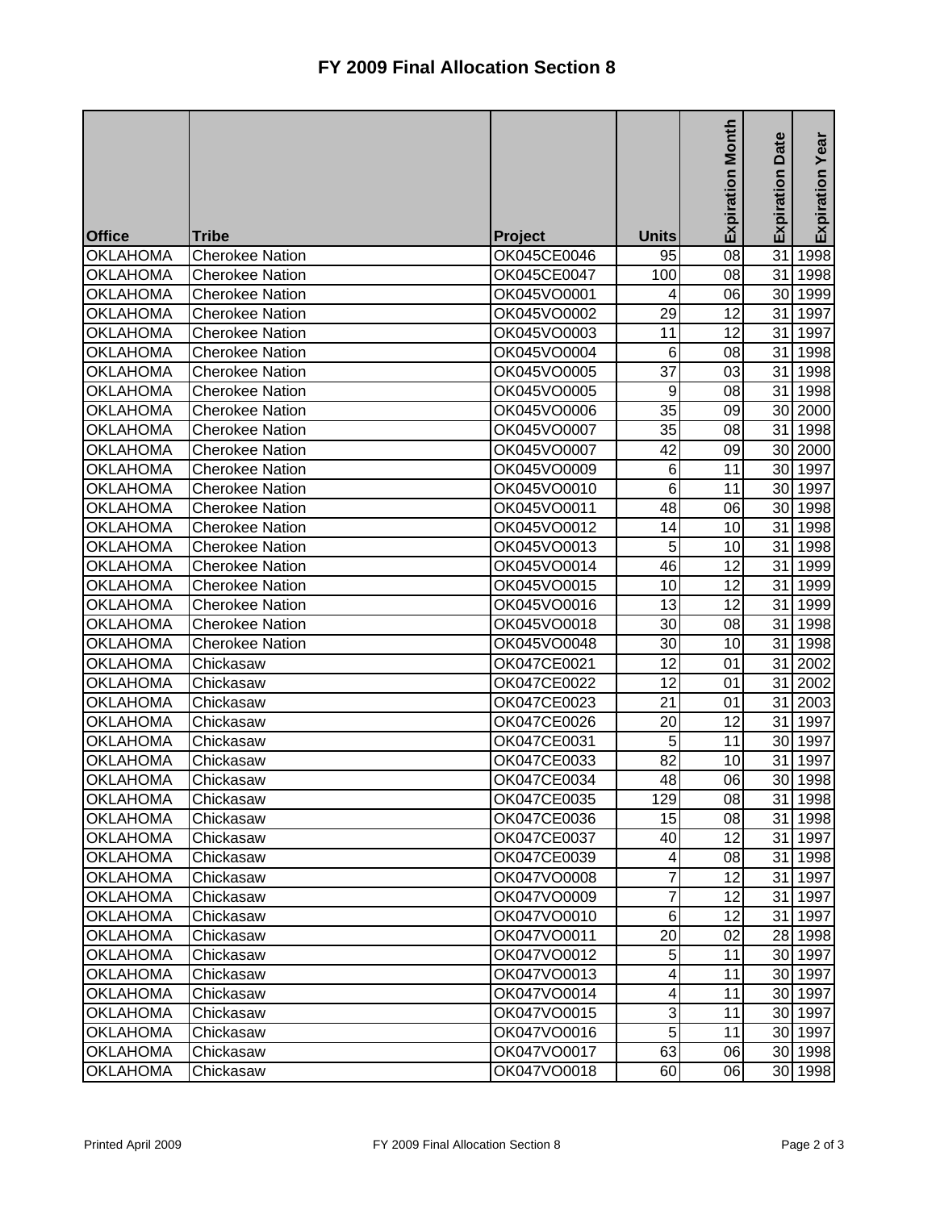# FY 2009 Final Allocation Section 8

| Office | Tribe | Project | Units | Expiration Month | Expiration Date | Expiration Year |
|---|---|---|---|---|---|---|
| OKLAHOMA | Cherokee Nation | OK045CE0046 | 95 | 08 | 31 | 1998 |
| OKLAHOMA | Cherokee Nation | OK045CE0047 | 100 | 08 | 31 | 1998 |
| OKLAHOMA | Cherokee Nation | OK045VO0001 | 4 | 06 | 30 | 1999 |
| OKLAHOMA | Cherokee Nation | OK045VO0002 | 29 | 12 | 31 | 1997 |
| OKLAHOMA | Cherokee Nation | OK045VO0003 | 11 | 12 | 31 | 1997 |
| OKLAHOMA | Cherokee Nation | OK045VO0004 | 6 | 08 | 31 | 1998 |
| OKLAHOMA | Cherokee Nation | OK045VO0005 | 37 | 03 | 31 | 1998 |
| OKLAHOMA | Cherokee Nation | OK045VO0005 | 9 | 08 | 31 | 1998 |
| OKLAHOMA | Cherokee Nation | OK045VO0006 | 35 | 09 | 30 | 2000 |
| OKLAHOMA | Cherokee Nation | OK045VO0007 | 35 | 08 | 31 | 1998 |
| OKLAHOMA | Cherokee Nation | OK045VO0007 | 42 | 09 | 30 | 2000 |
| OKLAHOMA | Cherokee Nation | OK045VO0009 | 6 | 11 | 30 | 1997 |
| OKLAHOMA | Cherokee Nation | OK045VO0010 | 6 | 11 | 30 | 1997 |
| OKLAHOMA | Cherokee Nation | OK045VO0011 | 48 | 06 | 30 | 1998 |
| OKLAHOMA | Cherokee Nation | OK045VO0012 | 14 | 10 | 31 | 1998 |
| OKLAHOMA | Cherokee Nation | OK045VO0013 | 5 | 10 | 31 | 1998 |
| OKLAHOMA | Cherokee Nation | OK045VO0014 | 46 | 12 | 31 | 1999 |
| OKLAHOMA | Cherokee Nation | OK045VO0015 | 10 | 12 | 31 | 1999 |
| OKLAHOMA | Cherokee Nation | OK045VO0016 | 13 | 12 | 31 | 1999 |
| OKLAHOMA | Cherokee Nation | OK045VO0018 | 30 | 08 | 31 | 1998 |
| OKLAHOMA | Cherokee Nation | OK045VO0048 | 30 | 10 | 31 | 1998 |
| OKLAHOMA | Chickasaw | OK047CE0021 | 12 | 01 | 31 | 2002 |
| OKLAHOMA | Chickasaw | OK047CE0022 | 12 | 01 | 31 | 2002 |
| OKLAHOMA | Chickasaw | OK047CE0023 | 21 | 01 | 31 | 2003 |
| OKLAHOMA | Chickasaw | OK047CE0026 | 20 | 12 | 31 | 1997 |
| OKLAHOMA | Chickasaw | OK047CE0031 | 5 | 11 | 30 | 1997 |
| OKLAHOMA | Chickasaw | OK047CE0033 | 82 | 10 | 31 | 1997 |
| OKLAHOMA | Chickasaw | OK047CE0034 | 48 | 06 | 30 | 1998 |
| OKLAHOMA | Chickasaw | OK047CE0035 | 129 | 08 | 31 | 1998 |
| OKLAHOMA | Chickasaw | OK047CE0036 | 15 | 08 | 31 | 1998 |
| OKLAHOMA | Chickasaw | OK047CE0037 | 40 | 12 | 31 | 1997 |
| OKLAHOMA | Chickasaw | OK047CE0039 | 4 | 08 | 31 | 1998 |
| OKLAHOMA | Chickasaw | OK047VO0008 | 7 | 12 | 31 | 1997 |
| OKLAHOMA | Chickasaw | OK047VO0009 | 7 | 12 | 31 | 1997 |
| OKLAHOMA | Chickasaw | OK047VO0010 | 6 | 12 | 31 | 1997 |
| OKLAHOMA | Chickasaw | OK047VO0011 | 20 | 02 | 28 | 1998 |
| OKLAHOMA | Chickasaw | OK047VO0012 | 5 | 11 | 30 | 1997 |
| OKLAHOMA | Chickasaw | OK047VO0013 | 4 | 11 | 30 | 1997 |
| OKLAHOMA | Chickasaw | OK047VO0014 | 4 | 11 | 30 | 1997 |
| OKLAHOMA | Chickasaw | OK047VO0015 | 3 | 11 | 30 | 1997 |
| OKLAHOMA | Chickasaw | OK047VO0016 | 5 | 11 | 30 | 1997 |
| OKLAHOMA | Chickasaw | OK047VO0017 | 63 | 06 | 30 | 1998 |
| OKLAHOMA | Chickasaw | OK047VO0018 | 60 | 06 | 30 | 1998 |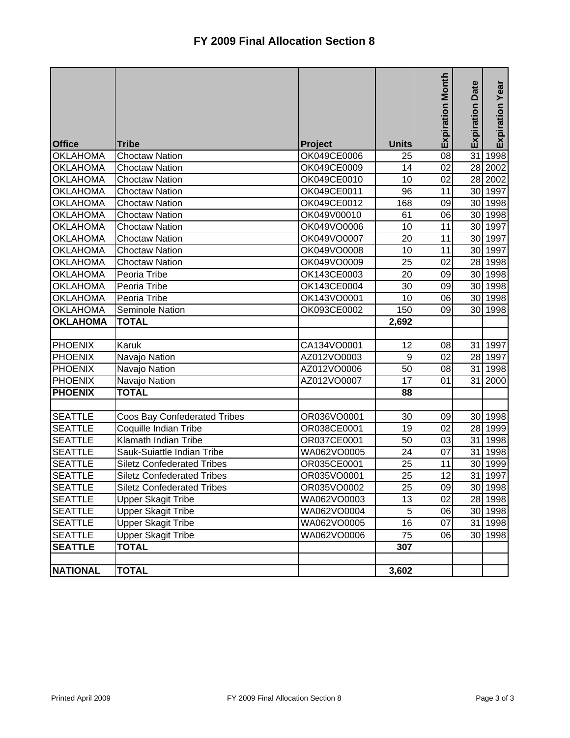# FY 2009 Final Allocation Section 8

| Office | Tribe | Project | Units | Expiration Month | Expiration Date | Expiration Year |
|---|---|---|---|---|---|---|
| OKLAHOMA | Choctaw Nation | OK049CE0006 | 25 | 08 | 31 | 1998 |
| OKLAHOMA | Choctaw Nation | OK049CE0009 | 14 | 02 | 28 | 2002 |
| OKLAHOMA | Choctaw Nation | OK049CE0010 | 10 | 02 | 28 | 2002 |
| OKLAHOMA | Choctaw Nation | OK049CE0011 | 96 | 11 | 30 | 1997 |
| OKLAHOMA | Choctaw Nation | OK049CE0012 | 168 | 09 | 30 | 1998 |
| OKLAHOMA | Choctaw Nation | OK049V00010 | 61 | 06 | 30 | 1998 |
| OKLAHOMA | Choctaw Nation | OK049VO0006 | 10 | 11 | 30 | 1997 |
| OKLAHOMA | Choctaw Nation | OK049VO0007 | 20 | 11 | 30 | 1997 |
| OKLAHOMA | Choctaw Nation | OK049VO0008 | 10 | 11 | 30 | 1997 |
| OKLAHOMA | Choctaw Nation | OK049VO0009 | 25 | 02 | 28 | 1998 |
| OKLAHOMA | Peoria Tribe | OK143CE0003 | 20 | 09 | 30 | 1998 |
| OKLAHOMA | Peoria Tribe | OK143CE0004 | 30 | 09 | 30 | 1998 |
| OKLAHOMA | Peoria Tribe | OK143VO0001 | 10 | 06 | 30 | 1998 |
| OKLAHOMA | Seminole Nation | OK093CE0002 | 150 | 09 | 30 | 1998 |
| **OKLAHOMA** | **TOTAL** | | **2,692** | | | |
| | | | | | | |
| PHOENIX | Karuk | CA134VO0001 | 12 | 08 | 31 | 1997 |
| PHOENIX | Navajo Nation | AZ012VO0003 | 9 | 02 | 28 | 1997 |
| PHOENIX | Navajo Nation | AZ012VO0006 | 50 | 08 | 31 | 1998 |
| PHOENIX | Navajo Nation | AZ012VO0007 | 17 | 01 | 31 | 2000 |
| **PHOENIX** | **TOTAL** | | **88** | | | |
| | | | | | | |
| SEATTLE | Coos Bay Confederated Tribes | OR036VO0001 | 30 | 09 | 30 | 1998 |
| SEATTLE | Coquille Indian Tribe | OR038CE0001 | 19 | 02 | 28 | 1999 |
| SEATTLE | Klamath Indian Tribe | OR037CE0001 | 50 | 03 | 31 | 1998 |
| SEATTLE | Sauk-Suiattle Indian Tribe | WA062VO0005 | 24 | 07 | 31 | 1998 |
| SEATTLE | Siletz Confederated Tribes | OR035CE0001 | 25 | 11 | 30 | 1999 |
| SEATTLE | Siletz Confederated Tribes | OR035VO0001 | 25 | 12 | 31 | 1997 |
| SEATTLE | Siletz Confederated Tribes | OR035VO0002 | 25 | 09 | 30 | 1998 |
| SEATTLE | Upper Skagit Tribe | WA062VO0003 | 13 | 02 | 28 | 1998 |
| SEATTLE | Upper Skagit Tribe | WA062VO0004 | 5 | 06 | 30 | 1998 |
| SEATTLE | Upper Skagit Tribe | WA062VO0005 | 16 | 07 | 31 | 1998 |
| SEATTLE | Upper Skagit Tribe | WA062VO0006 | 75 | 06 | 30 | 1998 |
| **SEATTLE** | **TOTAL** | | **307** | | | |
| | | | | | | |
| **NATIONAL** | **TOTAL** | | **3,602** | | | |